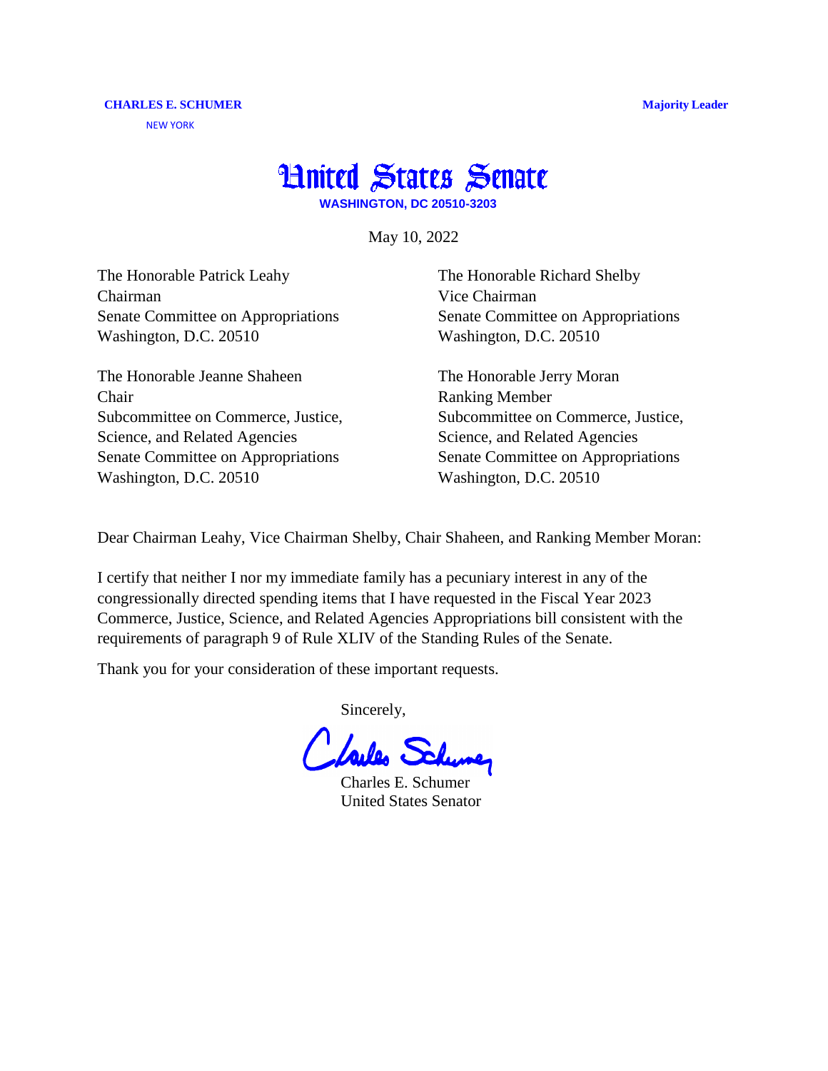**CHARLES E. SCHUMER**

NEW YORK

**Majority Leader**

# United States Senate

**WASHINGTON, DC 20510-3203**

May 10, 2022

The Honorable Patrick Leahy
Chairman
Senate Committee on Appropriations
Washington, D.C. 20510

The Honorable Richard Shelby
Vice Chairman
Senate Committee on Appropriations
Washington, D.C. 20510

The Honorable Jeanne Shaheen
Chair
Subcommittee on Commerce, Justice, Science, and Related Agencies
Senate Committee on Appropriations
Washington, D.C. 20510

The Honorable Jerry Moran
Ranking Member
Subcommittee on Commerce, Justice, Science, and Related Agencies
Senate Committee on Appropriations
Washington, D.C. 20510

Dear Chairman Leahy, Vice Chairman Shelby, Chair Shaheen, and Ranking Member Moran:

I certify that neither I nor my immediate family has a pecuniary interest in any of the congressionally directed spending items that I have requested in the Fiscal Year 2023 Commerce, Justice, Science, and Related Agencies Appropriations bill consistent with the requirements of paragraph 9 of Rule XLIV of the Standing Rules of the Senate.

Thank you for your consideration of these important requests.

Sincerely,

Charles E. Schumer
United States Senator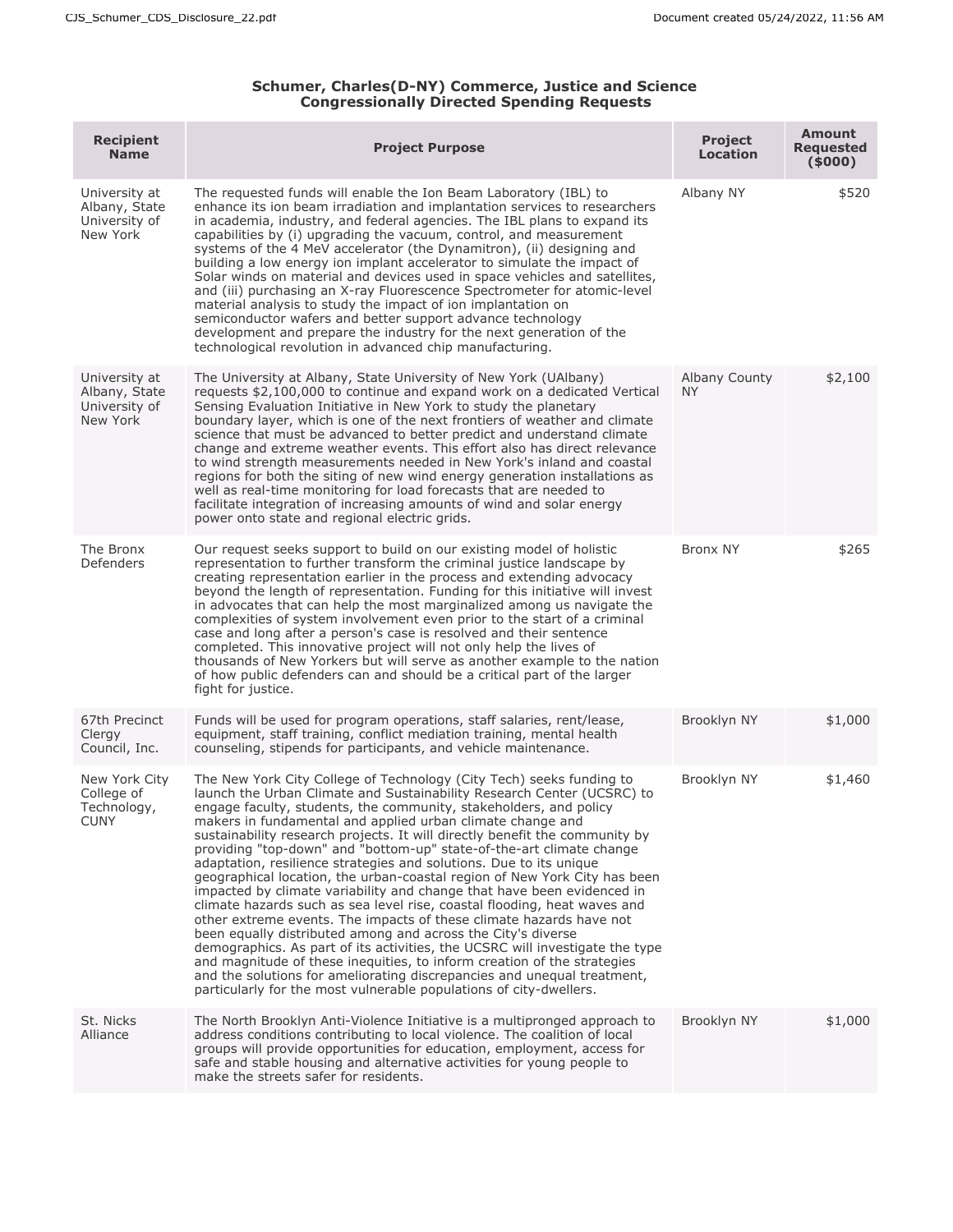**Schumer, Charles(D-NY) Commerce, Justice and Science Congressionally Directed Spending Requests**

| Recipient Name | Project Purpose | Project Location | Amount Requested ($000) |
|---|---|---|---|
| University at Albany, State University of New York | The requested funds will enable the Ion Beam Laboratory (IBL) to enhance its ion beam irradiation and implantation services to researchers in academia, industry, and federal agencies. The IBL plans to expand its capabilities by (i) upgrading the vacuum, control, and measurement systems of the 4 MeV accelerator (the Dynamitron), (ii) designing and building a low energy ion implant accelerator to simulate the impact of Solar winds on material and devices used in space vehicles and satellites, and (iii) purchasing an X-ray Fluorescence Spectrometer for atomic-level material analysis to study the impact of ion implantation on semiconductor wafers and better support advance technology development and prepare the industry for the next generation of the technological revolution in advanced chip manufacturing. | Albany NY | $520 |
| University at Albany, State University of New York | The University at Albany, State University of New York (UAlbany) requests $2,100,000 to continue and expand work on a dedicated Vertical Sensing Evaluation Initiative in New York to study the planetary boundary layer, which is one of the next frontiers of weather and climate science that must be advanced to better predict and understand climate change and extreme weather events. This effort also has direct relevance to wind strength measurements needed in New York's inland and coastal regions for both the siting of new wind energy generation installations as well as real-time monitoring for load forecasts that are needed to facilitate integration of increasing amounts of wind and solar energy power onto state and regional electric grids. | Albany County NY | $2,100 |
| The Bronx Defenders | Our request seeks support to build on our existing model of holistic representation to further transform the criminal justice landscape by creating representation earlier in the process and extending advocacy beyond the length of representation. Funding for this initiative will invest in advocates that can help the most marginalized among us navigate the complexities of system involvement even prior to the start of a criminal case and long after a person's case is resolved and their sentence completed. This innovative project will not only help the lives of thousands of New Yorkers but will serve as another example to the nation of how public defenders can and should be a critical part of the larger fight for justice. | Bronx NY | $265 |
| 67th Precinct Clergy Council, Inc. | Funds will be used for program operations, staff salaries, rent/lease, equipment, staff training, conflict mediation training, mental health counseling, stipends for participants, and vehicle maintenance. | Brooklyn NY | $1,000 |
| New York City College of Technology, CUNY | The New York City College of Technology (City Tech) seeks funding to launch the Urban Climate and Sustainability Research Center (UCSRC) to engage faculty, students, the community, stakeholders, and policy makers in fundamental and applied urban climate change and sustainability research projects. It will directly benefit the community by providing "top-down" and "bottom-up" state-of-the-art climate change adaptation, resilience strategies and solutions. Due to its unique geographical location, the urban-coastal region of New York City has been impacted by climate variability and change that have been evidenced in climate hazards such as sea level rise, coastal flooding, heat waves and other extreme events. The impacts of these climate hazards have not been equally distributed among and across the City's diverse demographics. As part of its activities, the UCSRC will investigate the type and magnitude of these inequities, to inform creation of the strategies and the solutions for ameliorating discrepancies and unequal treatment, particularly for the most vulnerable populations of city-dwellers. | Brooklyn NY | $1,460 |
| St. Nicks Alliance | The North Brooklyn Anti-Violence Initiative is a multipronged approach to address conditions contributing to local violence. The coalition of local groups will provide opportunities for education, employment, access for safe and stable housing and alternative activities for young people to make the streets safer for residents. | Brooklyn NY | $1,000 |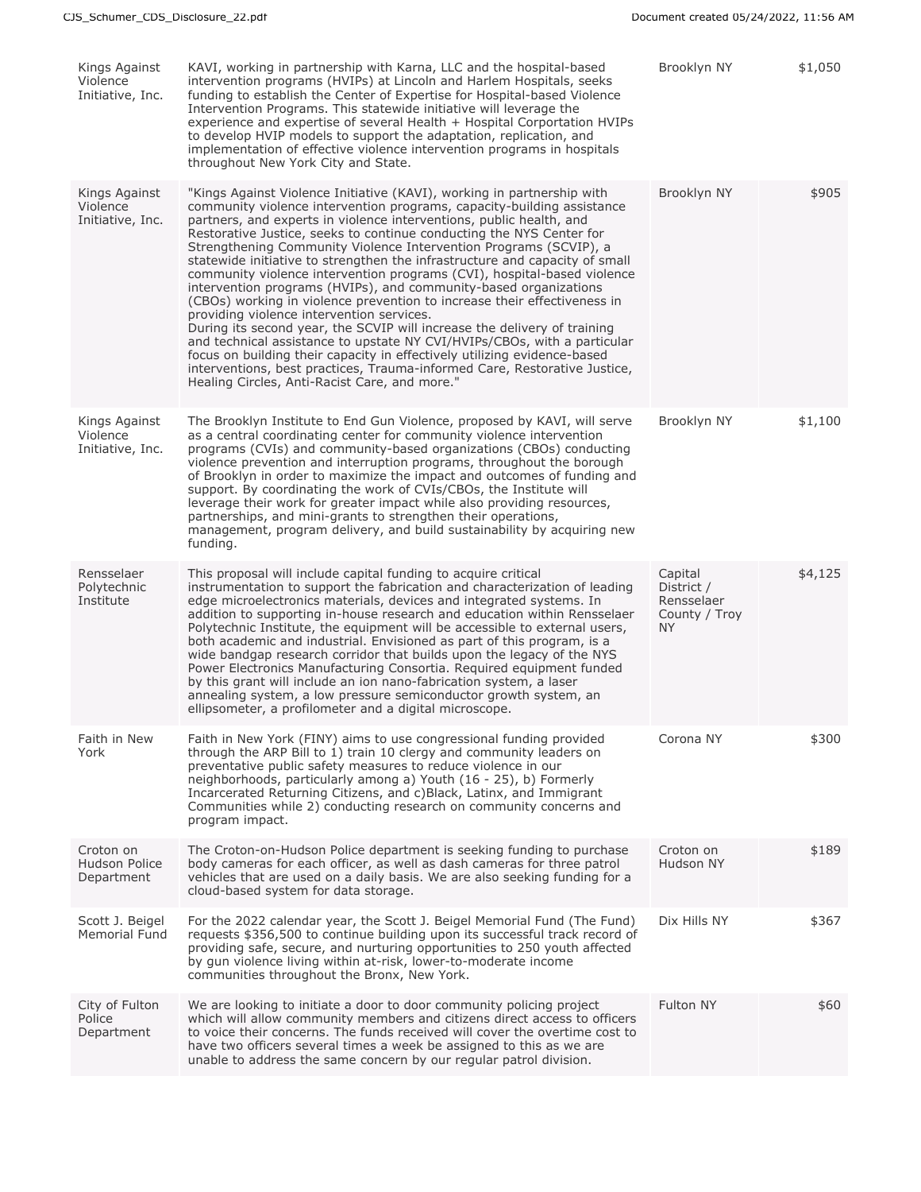| Kings Against Violence Initiative, Inc. | KAVI, working in partnership with Karna, LLC and the hospital-based intervention programs (HVIPs) at Lincoln and Harlem Hospitals, seeks funding to establish the Center of Expertise for Hospital-based Violence Intervention Programs. This statewide initiative will leverage the experience and expertise of several Health + Hospital Corportation HVIPs to develop HVIP models to support the adaptation, replication, and implementation of effective violence intervention programs in hospitals throughout New York City and State. | Brooklyn NY | $1,050 |
|---|---|---|---|
| Kings Against Violence Initiative, Inc. | "Kings Against Violence Initiative (KAVI), working in partnership with community violence intervention programs, capacity-building assistance partners, and experts in violence interventions, public health, and Restorative Justice, seeks to continue conducting the NYS Center for Strengthening Community Violence Intervention Programs (SCVIP), a statewide initiative to strengthen the infrastructure and capacity of small community violence intervention programs (CVI), hospital-based violence intervention programs (HVIPs), and community-based organizations (CBOs) working in violence prevention to increase their effectiveness in providing violence intervention services. During its second year, the SCVIP will increase the delivery of training and technical assistance to upstate NY CVI/HVIPs/CBOs, with a particular focus on building their capacity in effectively utilizing evidence-based interventions, best practices, Trauma-informed Care, Restorative Justice, Healing Circles, Anti-Racist Care, and more." | Brooklyn NY | $905 |
| Kings Against Violence Initiative, Inc. | The Brooklyn Institute to End Gun Violence, proposed by KAVI, will serve as a central coordinating center for community violence intervention programs (CVIs) and community-based organizations (CBOs) conducting violence prevention and interruption programs, throughout the borough of Brooklyn in order to maximize the impact and outcomes of funding and support. By coordinating the work of CVIs/CBOs, the Institute will leverage their work for greater impact while also providing resources, partnerships, and mini-grants to strengthen their operations, management, program delivery, and build sustainability by acquiring new funding. | Brooklyn NY | $1,100 |
| Rensselaer Polytechnic Institute | This proposal will include capital funding to acquire critical instrumentation to support the fabrication and characterization of leading edge microelectronics materials, devices and integrated systems. In addition to supporting in-house research and education within Rensselaer Polytechnic Institute, the equipment will be accessible to external users, both academic and industrial. Envisioned as part of this program, is a wide bandgap research corridor that builds upon the legacy of the NYS Power Electronics Manufacturing Consortia. Required equipment funded by this grant will include an ion nano-fabrication system, a laser annealing system, a low pressure semiconductor growth system, an ellipsometer, a profilometer and a digital microscope. | Capital District / Rensselaer County / Troy NY | $4,125 |
| Faith in New York | Faith in New York (FINY) aims to use congressional funding provided through the ARP Bill to 1) train 10 clergy and community leaders on preventative public safety measures to reduce violence in our neighborhoods, particularly among a) Youth (16 - 25), b) Formerly Incarcerated Returning Citizens, and c)Black, Latinx, and Immigrant Communities while 2) conducting research on community concerns and program impact. | Corona NY | $300 |
| Croton on Hudson Police Department | The Croton-on-Hudson Police department is seeking funding to purchase body cameras for each officer, as well as dash cameras for three patrol vehicles that are used on a daily basis. We are also seeking funding for a cloud-based system for data storage. | Croton on Hudson NY | $189 |
| Scott J. Beigel Memorial Fund | For the 2022 calendar year, the Scott J. Beigel Memorial Fund (The Fund) requests $356,500 to continue building upon its successful track record of providing safe, secure, and nurturing opportunities to 250 youth affected by gun violence living within at-risk, lower-to-moderate income communities throughout the Bronx, New York. | Dix Hills NY | $367 |
| City of Fulton Police Department | We are looking to initiate a door to door community policing project which will allow community members and citizens direct access to officers to voice their concerns. The funds received will cover the overtime cost to have two officers several times a week be assigned to this as we are unable to address the same concern by our regular patrol division. | Fulton NY | $60 |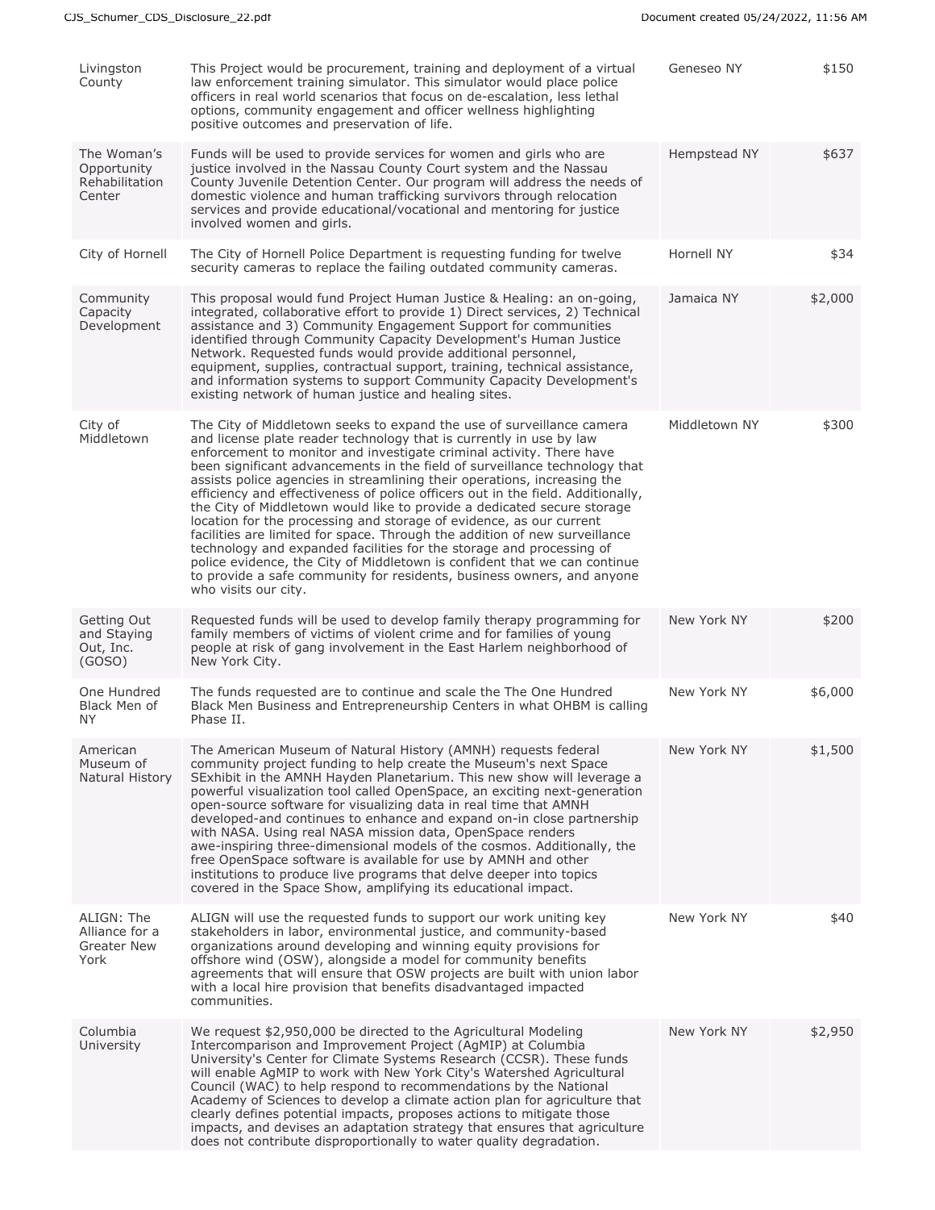| Livingston County | This Project would be procurement, training and deployment of a virtual law enforcement training simulator. This simulator would place police officers in real world scenarios that focus on de-escalation, less lethal options, community engagement and officer wellness highlighting positive outcomes and preservation of life. | Geneseo NY | $150 |
|---|---|---|---|
| The Woman's Opportunity Rehabilitation Center | Funds will be used to provide services for women and girls who are justice involved in the Nassau County Court system and the Nassau County Juvenile Detention Center. Our program will address the needs of domestic violence and human trafficking survivors through relocation services and provide educational/vocational and mentoring for justice involved women and girls. | Hempstead NY | $637 |
| City of Hornell | The City of Hornell Police Department is requesting funding for twelve security cameras to replace the failing outdated community cameras. | Hornell NY | $34 |
| Community Capacity Development | This proposal would fund Project Human Justice & Healing: an on-going, integrated, collaborative effort to provide 1) Direct services, 2) Technical assistance and 3) Community Engagement Support for communities identified through Community Capacity Development's Human Justice Network. Requested funds would provide additional personnel, equipment, supplies, contractual support, training, technical assistance, and information systems to support Community Capacity Development's existing network of human justice and healing sites. | Jamaica NY | $2,000 |
| City of Middletown | The City of Middletown seeks to expand the use of surveillance camera and license plate reader technology that is currently in use by law enforcement to monitor and investigate criminal activity. There have been significant advancements in the field of surveillance technology that assists police agencies in streamlining their operations, increasing the efficiency and effectiveness of police officers out in the field. Additionally, the City of Middletown would like to provide a dedicated secure storage location for the processing and storage of evidence, as our current facilities are limited for space. Through the addition of new surveillance technology and expanded facilities for the storage and processing of police evidence, the City of Middletown is confident that we can continue to provide a safe community for residents, business owners, and anyone who visits our city. | Middletown NY | $300 |
| Getting Out and Staying Out, Inc. (GOSO) | Requested funds will be used to develop family therapy programming for family members of victims of violent crime and for families of young people at risk of gang involvement in the East Harlem neighborhood of New York City. | New York NY | $200 |
| One Hundred Black Men of NY | The funds requested are to continue and scale the The One Hundred Black Men Business and Entrepreneurship Centers in what OHBM is calling Phase II. | New York NY | $6,000 |
| American Museum of Natural History | The American Museum of Natural History (AMNH) requests federal community project funding to help create the Museum's next Space SExhibit in the AMNH Hayden Planetarium. This new show will leverage a powerful visualization tool called OpenSpace, an exciting next-generation open-source software for visualizing data in real time that AMNH developed-and continues to enhance and expand on-in close partnership with NASA. Using real NASA mission data, OpenSpace renders awe-inspiring three-dimensional models of the cosmos. Additionally, the free OpenSpace software is available for use by AMNH and other institutions to produce live programs that delve deeper into topics covered in the Space Show, amplifying its educational impact. | New York NY | $1,500 |
| ALIGN: The Alliance for a Greater New York | ALIGN will use the requested funds to support our work uniting key stakeholders in labor, environmental justice, and community-based organizations around developing and winning equity provisions for offshore wind (OSW), alongside a model for community benefits agreements that will ensure that OSW projects are built with union labor with a local hire provision that benefits disadvantaged impacted communities. | New York NY | $40 |
| Columbia University | We request $2,950,000 be directed to the Agricultural Modeling Intercomparison and Improvement Project (AgMIP) at Columbia University's Center for Climate Systems Research (CCSR). These funds will enable AgMIP to work with New York City's Watershed Agricultural Council (WAC) to help respond to recommendations by the National Academy of Sciences to develop a climate action plan for agriculture that clearly defines potential impacts, proposes actions to mitigate those impacts, and devises an adaptation strategy that ensures that agriculture does not contribute disproportionally to water quality degradation. | New York NY | $2,950 |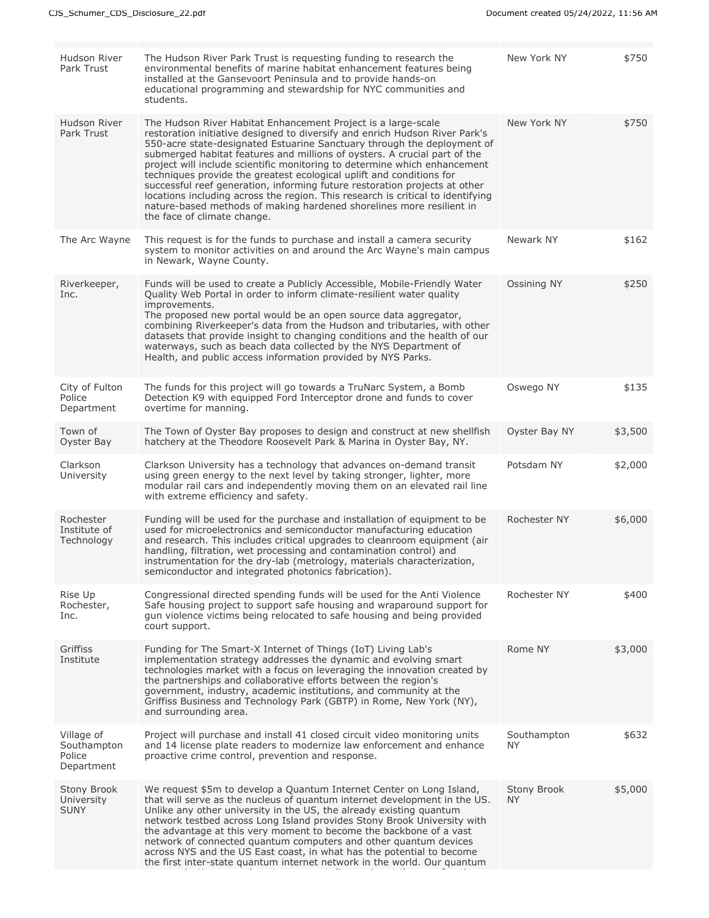| | | | |
|---|---|---|---|
| Hudson River Park Trust | The Hudson River Park Trust is requesting funding to research the environmental benefits of marine habitat enhancement features being installed at the Gansevoort Peninsula and to provide hands-on educational programming and stewardship for NYC communities and students. | New York NY | $750 |
| Hudson River Park Trust | The Hudson River Habitat Enhancement Project is a large-scale restoration initiative designed to diversify and enrich Hudson River Park's 550-acre state-designated Estuarine Sanctuary through the deployment of submerged habitat features and millions of oysters. A crucial part of the project will include scientific monitoring to determine which enhancement techniques provide the greatest ecological uplift and conditions for successful reef generation, informing future restoration projects at other locations including across the region. This research is critical to identifying nature-based methods of making hardened shorelines more resilient in the face of climate change. | New York NY | $750 |
| The Arc Wayne | This request is for the funds to purchase and install a camera security system to monitor activities on and around the Arc Wayne's main campus in Newark, Wayne County. | Newark NY | $162 |
| Riverkeeper, Inc. | Funds will be used to create a Publicly Accessible, Mobile-Friendly Water Quality Web Portal in order to inform climate-resilient water quality improvements.<br>The proposed new portal would be an open source data aggregator, combining Riverkeeper's data from the Hudson and tributaries, with other datasets that provide insight to changing conditions and the health of our waterways, such as beach data collected by the NYS Department of Health, and public access information provided by NYS Parks. | Ossining NY | $250 |
| City of Fulton Police Department | The funds for this project will go towards a TruNarc System, a Bomb Detection K9 with equipped Ford Interceptor drone and funds to cover overtime for manning. | Oswego NY | $135 |
| Town of Oyster Bay | The Town of Oyster Bay proposes to design and construct at new shellfish hatchery at the Theodore Roosevelt Park & Marina in Oyster Bay, NY. | Oyster Bay NY | $3,500 |
| Clarkson University | Clarkson University has a technology that advances on-demand transit using green energy to the next level by taking stronger, lighter, more modular rail cars and independently moving them on an elevated rail line with extreme efficiency and safety. | Potsdam NY | $2,000 |
| Rochester Institute of Technology | Funding will be used for the purchase and installation of equipment to be used for microelectronics and semiconductor manufacturing education and research. This includes critical upgrades to cleanroom equipment (air handling, filtration, wet processing and contamination control) and instrumentation for the dry-lab (metrology, materials characterization, semiconductor and integrated photonics fabrication). | Rochester NY | $6,000 |
| Rise Up Rochester, Inc. | Congressional directed spending funds will be used for the Anti Violence Safe housing project to support safe housing and wraparound support for gun violence victims being relocated to safe housing and being provided court support. | Rochester NY | $400 |
| Griffiss Institute | Funding for The Smart-X Internet of Things (IoT) Living Lab's implementation strategy addresses the dynamic and evolving smart technologies market with a focus on leveraging the innovation created by the partnerships and collaborative efforts between the region's government, industry, academic institutions, and community at the Griffiss Business and Technology Park (GBTP) in Rome, New York (NY), and surrounding area. | Rome NY | $3,000 |
| Village of Southampton Police Department | Project will purchase and install 41 closed circuit video monitoring units and 14 license plate readers to modernize law enforcement and enhance proactive crime control, prevention and response. | Southampton NY | $632 |
| Stony Brook University SUNY | We request $5m to develop a Quantum Internet Center on Long Island, that will serve as the nucleus of quantum internet development in the US. Unlike any other university in the US, the already existing quantum network testbed across Long Island provides Stony Brook University with the advantage at this very moment to become the backbone of a vast network of connected quantum computers and other quantum devices across NYS and the US East coast, in what has the potential to become the first inter-state quantum internet network in the world. Our quantum | Stony Brook NY | $5,000 |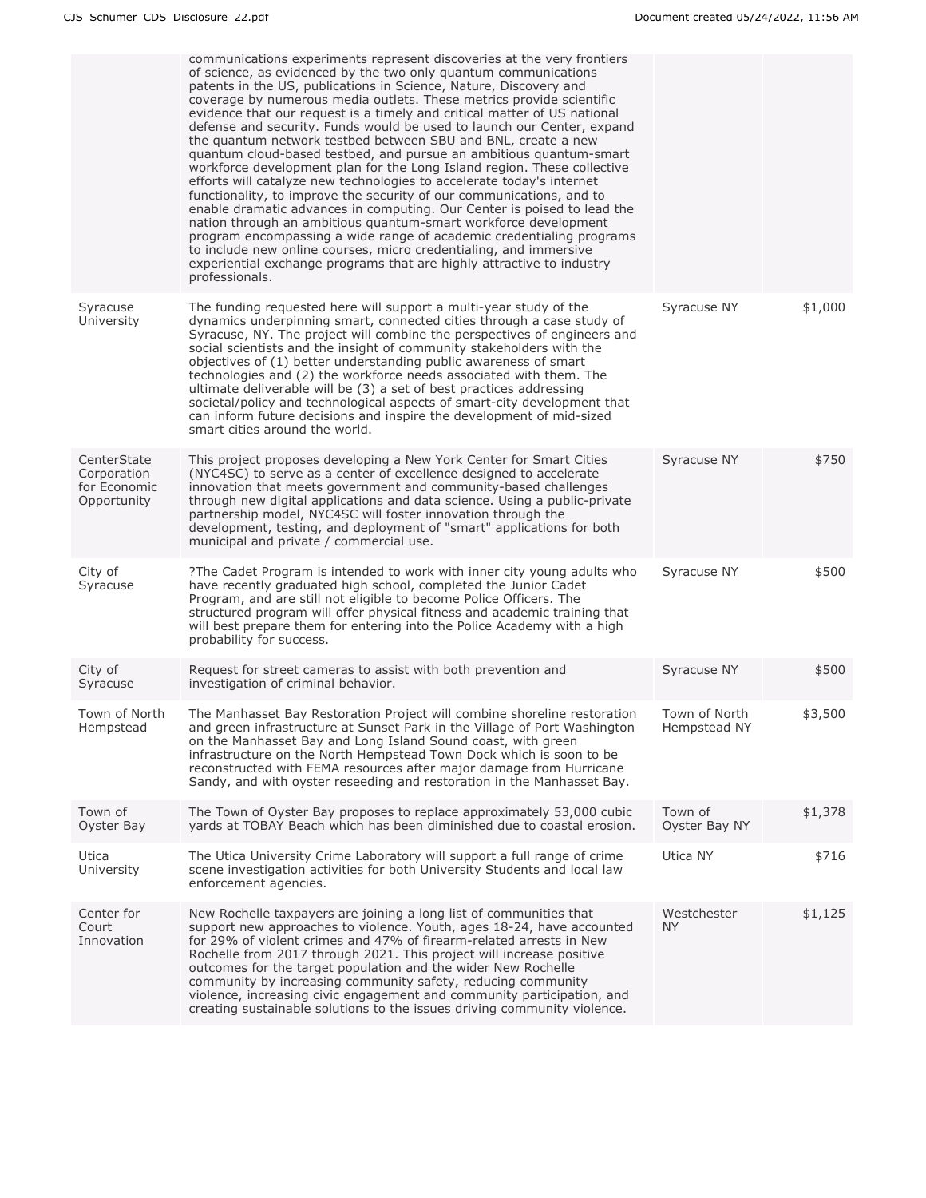| | | | |
|---|---|---|---|
| | communications experiments represent discoveries at the very frontiers of science, as evidenced by the two only quantum communications patents in the US, publications in Science, Nature, Discovery and coverage by numerous media outlets. These metrics provide scientific evidence that our request is a timely and critical matter of US national defense and security. Funds would be used to launch our Center, expand the quantum network testbed between SBU and BNL, create a new quantum cloud-based testbed, and pursue an ambitious quantum-smart workforce development plan for the Long Island region. These collective efforts will catalyze new technologies to accelerate today's internet functionality, to improve the security of our communications, and to enable dramatic advances in computing. Our Center is poised to lead the nation through an ambitious quantum-smart workforce development program encompassing a wide range of academic credentialing programs to include new online courses, micro credentialing, and immersive experiential exchange programs that are highly attractive to industry professionals. | | |
| Syracuse University | The funding requested here will support a multi-year study of the dynamics underpinning smart, connected cities through a case study of Syracuse, NY. The project will combine the perspectives of engineers and social scientists and the insight of community stakeholders with the objectives of (1) better understanding public awareness of smart technologies and (2) the workforce needs associated with them. The ultimate deliverable will be (3) a set of best practices addressing societal/policy and technological aspects of smart-city development that can inform future decisions and inspire the development of mid-sized smart cities around the world. | Syracuse NY | $1,000 |
| CenterState Corporation for Economic Opportunity | This project proposes developing a New York Center for Smart Cities (NYC4SC) to serve as a center of excellence designed to accelerate innovation that meets government and community-based challenges through new digital applications and data science. Using a public-private partnership model, NYC4SC will foster innovation through the development, testing, and deployment of "smart" applications for both municipal and private / commercial use. | Syracuse NY | $750 |
| City of Syracuse | ?The Cadet Program is intended to work with inner city young adults who have recently graduated high school, completed the Junior Cadet Program, and are still not eligible to become Police Officers. The structured program will offer physical fitness and academic training that will best prepare them for entering into the Police Academy with a high probability for success. | Syracuse NY | $500 |
| City of Syracuse | Request for street cameras to assist with both prevention and investigation of criminal behavior. | Syracuse NY | $500 |
| Town of North Hempstead | The Manhasset Bay Restoration Project will combine shoreline restoration and green infrastructure at Sunset Park in the Village of Port Washington on the Manhasset Bay and Long Island Sound coast, with green infrastructure on the North Hempstead Town Dock which is soon to be reconstructed with FEMA resources after major damage from Hurricane Sandy, and with oyster reseeding and restoration in the Manhasset Bay. | Town of North Hempstead NY | $3,500 |
| Town of Oyster Bay | The Town of Oyster Bay proposes to replace approximately 53,000 cubic yards at TOBAY Beach which has been diminished due to coastal erosion. | Town of Oyster Bay NY | $1,378 |
| Utica University | The Utica University Crime Laboratory will support a full range of crime scene investigation activities for both University Students and local law enforcement agencies. | Utica NY | $716 |
| Center for Court Innovation | New Rochelle taxpayers are joining a long list of communities that support new approaches to violence. Youth, ages 18-24, have accounted for 29% of violent crimes and 47% of firearm-related arrests in New Rochelle from 2017 through 2021. This project will increase positive outcomes for the target population and the wider New Rochelle community by increasing community safety, reducing community violence, increasing civic engagement and community participation, and creating sustainable solutions to the issues driving community violence. | Westchester NY | $1,125 |